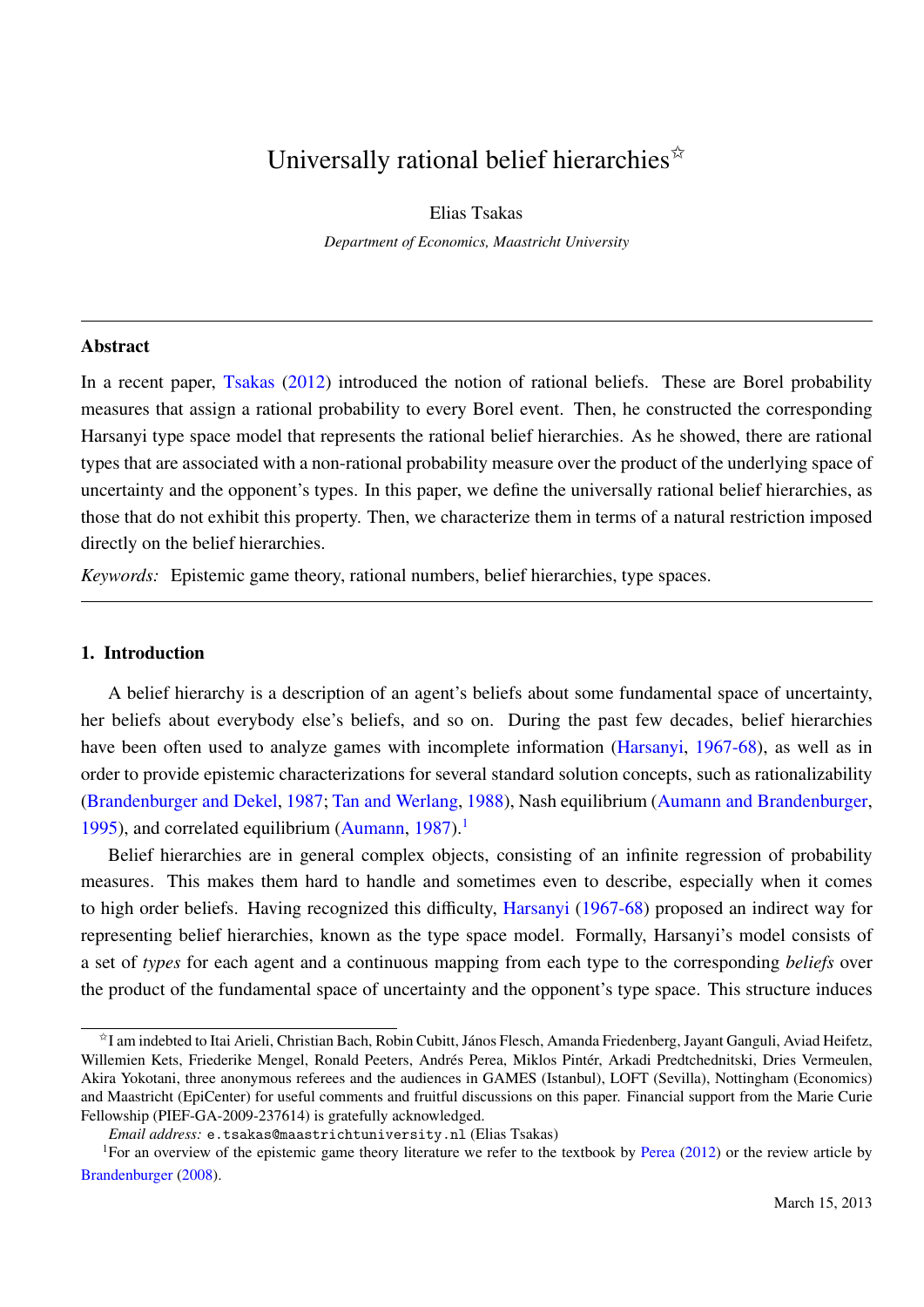# Universally rational belief hierarchies[☆]

Elias Tsakas

*Department of Economics, Maastricht University*

---

**Abstract**

In a recent paper, Tsakas (2012) introduced the notion of rational beliefs. These are Borel probability measures that assign a rational probability to every Borel event. Then, he constructed the corresponding Harsanyi type space model that represents the rational belief hierarchies. As he showed, there are rational types that are associated with a non-rational probability measure over the product of the underlying space of uncertainty and the opponent's types. In this paper, we define the universally rational belief hierarchies, as those that do not exhibit this property. Then, we characterize them in terms of a natural restriction imposed directly on the belief hierarchies.

*Keywords:* Epistemic game theory, rational numbers, belief hierarchies, type spaces.

---

## 1. Introduction

A belief hierarchy is a description of an agent's beliefs about some fundamental space of uncertainty, her beliefs about everybody else's beliefs, and so on. During the past few decades, belief hierarchies have been often used to analyze games with incomplete information (Harsanyi, 1967-68), as well as in order to provide epistemic characterizations for several standard solution concepts, such as rationalizability (Brandenburger and Dekel, 1987; Tan and Werlang, 1988), Nash equilibrium (Aumann and Brandenburger, 1995), and correlated equilibrium (Aumann, 1987).[1]

Belief hierarchies are in general complex objects, consisting of an infinite regression of probability measures. This makes them hard to handle and sometimes even to describe, especially when it comes to high order beliefs. Having recognized this difficulty, Harsanyi (1967-68) proposed an indirect way for representing belief hierarchies, known as the type space model. Formally, Harsanyi's model consists of a set of *types* for each agent and a continuous mapping from each type to the corresponding *beliefs* over the product of the fundamental space of uncertainty and the opponent's type space. This structure induces

---

[☆] I am indebted to Itai Arieli, Christian Bach, Robin Cubitt, János Flesch, Amanda Friedenberg, Jayant Ganguli, Aviad Heifetz, Willemien Kets, Friederike Mengel, Ronald Peeters, Andrés Perea, Miklos Pintér, Arkadi Predtchednitski, Dries Vermeulen, Akira Yokotani, three anonymous referees and the audiences in GAMES (Istanbul), LOFT (Sevilla), Nottingham (Economics) and Maastricht (EpiCenter) for useful comments and fruitful discussions on this paper. Financial support from the Marie Curie Fellowship (PIEF-GA-2009-237614) is gratefully acknowledged.

*Email address:* e.tsakas@maastrichtuniversity.nl (Elias Tsakas)

[1] For an overview of the epistemic game theory literature we refer to the textbook by Perea (2012) or the review article by Brandenburger (2008).

March 15, 2013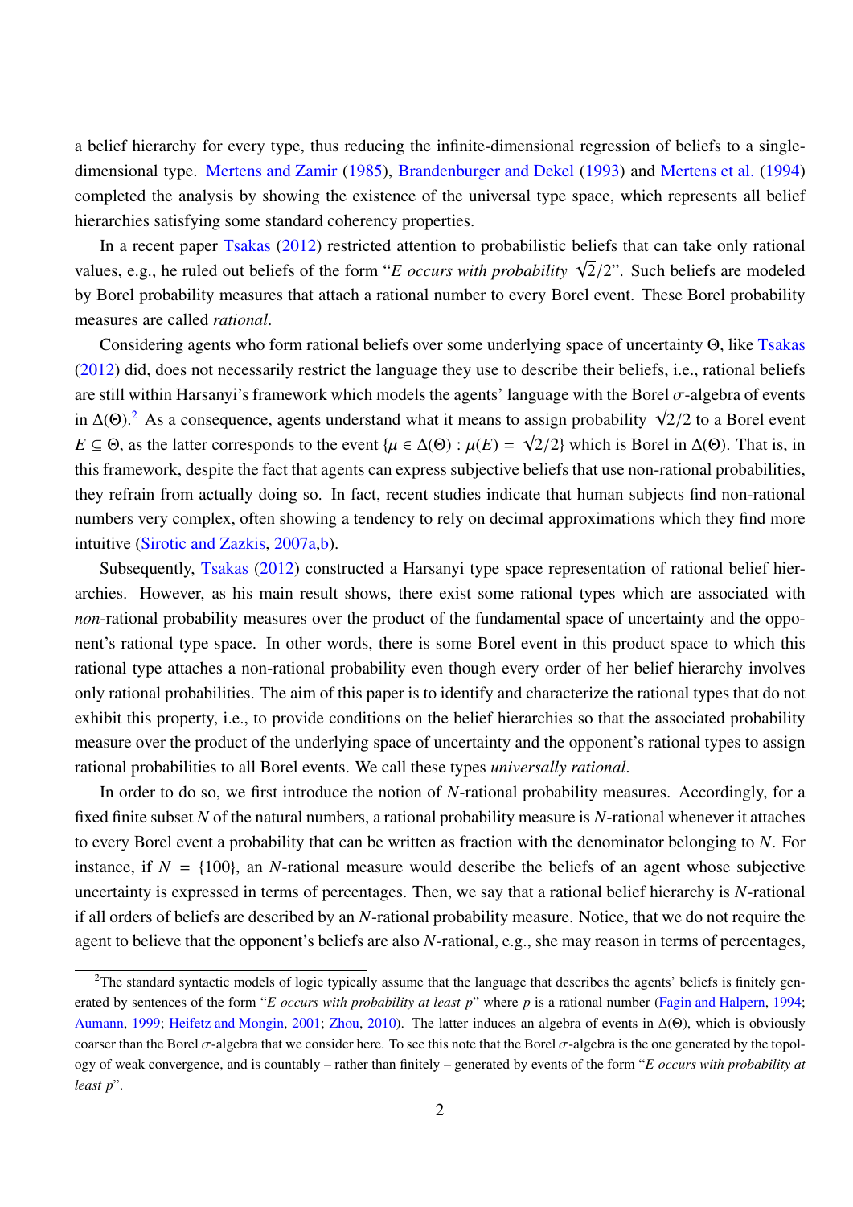a belief hierarchy for every type, thus reducing the infinite-dimensional regression of beliefs to a single-dimensional type. Mertens and Zamir (1985), Brandenburger and Dekel (1993) and Mertens et al. (1994) completed the analysis by showing the existence of the universal type space, which represents all belief hierarchies satisfying some standard coherency properties.

In a recent paper Tsakas (2012) restricted attention to probabilistic beliefs that can take only rational values, e.g., he ruled out beliefs of the form "*E occurs with probability* $\sqrt{2}/2$". Such beliefs are modeled by Borel probability measures that attach a rational number to every Borel event. These Borel probability measures are called *rational*.

Considering agents who form rational beliefs over some underlying space of uncertainty $\Theta$, like Tsakas (2012) did, does not necessarily restrict the language they use to describe their beliefs, i.e., rational beliefs are still within Harsanyi's framework which models the agents' language with the Borel $\sigma$-algebra of events in $\Delta(\Theta)$.[2] As a consequence, agents understand what it means to assign probability $\sqrt{2}/2$ to a Borel event $E \subseteq \Theta$, as the latter corresponds to the event $\{\mu \in \Delta(\Theta) : \mu(E) = \sqrt{2}/2\}$ which is Borel in $\Delta(\Theta)$. That is, in this framework, despite the fact that agents can express subjective beliefs that use non-rational probabilities, they refrain from actually doing so. In fact, recent studies indicate that human subjects find non-rational numbers very complex, often showing a tendency to rely on decimal approximations which they find more intuitive (Sirotic and Zazkis, 2007a,b).

Subsequently, Tsakas (2012) constructed a Harsanyi type space representation of rational belief hierarchies. However, as his main result shows, there exist some rational types which are associated with *non*-rational probability measures over the product of the fundamental space of uncertainty and the opponent's rational type space. In other words, there is some Borel event in this product space to which this rational type attaches a non-rational probability even though every order of her belief hierarchy involves only rational probabilities. The aim of this paper is to identify and characterize the rational types that do not exhibit this property, i.e., to provide conditions on the belief hierarchies so that the associated probability measure over the product of the underlying space of uncertainty and the opponent's rational types to assign rational probabilities to all Borel events. We call these types *universally rational*.

In order to do so, we first introduce the notion of $N$-rational probability measures. Accordingly, for a fixed finite subset $N$ of the natural numbers, a rational probability measure is $N$-rational whenever it attaches to every Borel event a probability that can be written as fraction with the denominator belonging to $N$. For instance, if $N = \{100\}$, an $N$-rational measure would describe the beliefs of an agent whose subjective uncertainty is expressed in terms of percentages. Then, we say that a rational belief hierarchy is $N$-rational if all orders of beliefs are described by an $N$-rational probability measure. Notice, that we do not require the agent to believe that the opponent's beliefs are also $N$-rational, e.g., she may reason in terms of percentages,

[2] The standard syntactic models of logic typically assume that the language that describes the agents' beliefs is finitely generated by sentences of the form "*E occurs with probability at least p*" where $p$ is a rational number (Fagin and Halpern, 1994; Aumann, 1999; Heifetz and Mongin, 2001; Zhou, 2010). The latter induces an algebra of events in $\Delta(\Theta)$, which is obviously coarser than the Borel $\sigma$-algebra that we consider here. To see this note that the Borel $\sigma$-algebra is the one generated by the topology of weak convergence, and is countably – rather than finitely – generated by events of the form "*E occurs with probability at least p*".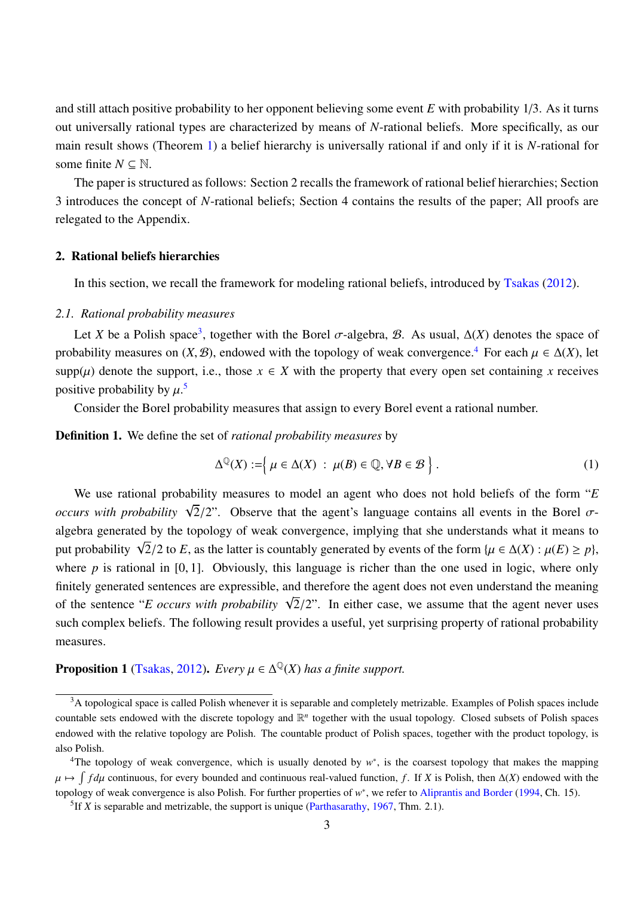and still attach positive probability to her opponent believing some event $E$ with probability 1/3. As it turns out universally rational types are characterized by means of $N$-rational beliefs. More specifically, as our main result shows (Theorem 1) a belief hierarchy is universally rational if and only if it is $N$-rational for some finite $N \subseteq \mathbb{N}$.

The paper is structured as follows: Section 2 recalls the framework of rational belief hierarchies; Section 3 introduces the concept of $N$-rational beliefs; Section 4 contains the results of the paper; All proofs are relegated to the Appendix.

## 2. Rational beliefs hierarchies

In this section, we recall the framework for modeling rational beliefs, introduced by Tsakas (2012).

### 2.1. Rational probability measures

Let $X$ be a Polish space[3], together with the Borel $\sigma$-algebra, $\mathcal{B}$. As usual, $\Delta(X)$ denotes the space of probability measures on $(X, \mathcal{B})$, endowed with the topology of weak convergence.[4] For each $\mu \in \Delta(X)$, let $\text{supp}(\mu)$ denote the support, i.e., those $x \in X$ with the property that every open set containing $x$ receives positive probability by $\mu$.[5]

Consider the Borel probability measures that assign to every Borel event a rational number.

**Definition 1.** We define the set of *rational probability measures* by

$$\Delta^{\mathbb{Q}}(X) := \Big\{ \mu \in \Delta(X) \ : \ \mu(B) \in \mathbb{Q}, \forall B \in \mathcal{B} \Big\}. \tag{1}$$

We use rational probability measures to model an agent who does not hold beliefs of the form "*E occurs with probability* $\sqrt{2}/2$". Observe that the agent's language contains all events in the Borel $\sigma$-algebra generated by the topology of weak convergence, implying that she understands what it means to put probability $\sqrt{2}/2$ to $E$, as the latter is countably generated by events of the form $\{\mu \in \Delta(X) : \mu(E) \geq p\}$, where $p$ is rational in $[0, 1]$. Obviously, this language is richer than the one used in logic, where only finitely generated sentences are expressible, and therefore the agent does not even understand the meaning of the sentence "*E occurs with probability* $\sqrt{2}/2$". In either case, we assume that the agent never uses such complex beliefs. The following result provides a useful, yet surprising property of rational probability measures.

**Proposition 1** (Tsakas, 2012)**.** *Every $\mu \in \Delta^{\mathbb{Q}}(X)$ has a finite support.*

---

[3] A topological space is called Polish whenever it is separable and completely metrizable. Examples of Polish spaces include countable sets endowed with the discrete topology and $\mathbb{R}^n$ together with the usual topology. Closed subsets of Polish spaces endowed with the relative topology are Polish. The countable product of Polish spaces, together with the product topology, is also Polish.

[4] The topology of weak convergence, which is usually denoted by $w^*$, is the coarsest topology that makes the mapping $\mu \mapsto \int f d\mu$ continuous, for every bounded and continuous real-valued function, $f$. If $X$ is Polish, then $\Delta(X)$ endowed with the topology of weak convergence is also Polish. For further properties of $w^*$, we refer to Aliprantis and Border (1994, Ch. 15).

[5] If $X$ is separable and metrizable, the support is unique (Parthasarathy, 1967, Thm. 2.1).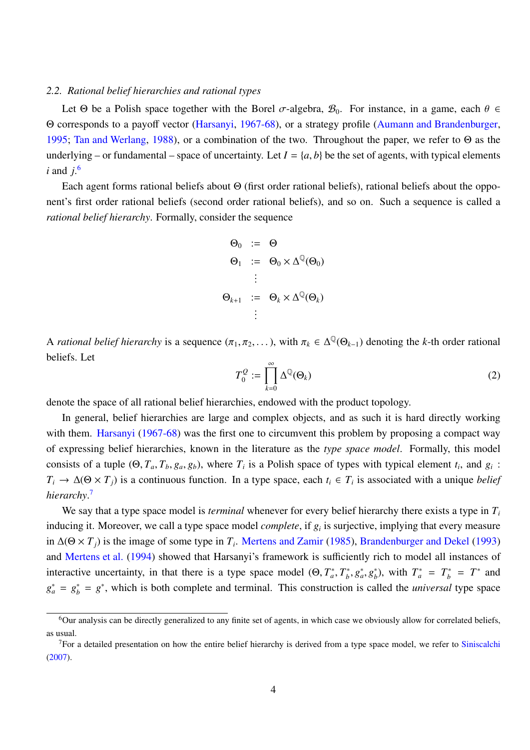### 2.2. *Rational belief hierarchies and rational types*

Let $\Theta$ be a Polish space together with the Borel $\sigma$-algebra, $\mathcal{B}_0$. For instance, in a game, each $\theta \in \Theta$ corresponds to a payoff vector (Harsanyi, 1967-68), or a strategy profile (Aumann and Brandenburger, 1995; Tan and Werlang, 1988), or a combination of the two. Throughout the paper, we refer to $\Theta$ as the underlying – or fundamental – space of uncertainty. Let $I = \{a, b\}$ be the set of agents, with typical elements $i$ and $j$.[6]

Each agent forms rational beliefs about $\Theta$ (first order rational beliefs), rational beliefs about the opponent's first order rational beliefs (second order rational beliefs), and so on. Such a sequence is called a *rational belief hierarchy*. Formally, consider the sequence

$$
\begin{aligned}
\Theta_0 &:= \Theta \\
\Theta_1 &:= \Theta_0 \times \Delta^{\mathbb{Q}}(\Theta_0) \\
&\;\;\vdots \\
\Theta_{k+1} &:= \Theta_k \times \Delta^{\mathbb{Q}}(\Theta_k) \\
&\;\;\vdots
\end{aligned}
$$

A *rational belief hierarchy* is a sequence $(\pi_1, \pi_2, \dots)$, with $\pi_k \in \Delta^{\mathbb{Q}}(\Theta_{k-1})$ denoting the $k$-th order rational beliefs. Let

$$
T_0^{Q} := \prod_{k=0}^{\infty} \Delta^{\mathbb{Q}}(\Theta_k) \tag{2}
$$

denote the space of all rational belief hierarchies, endowed with the product topology.

In general, belief hierarchies are large and complex objects, and as such it is hard directly working with them. Harsanyi (1967-68) was the first one to circumvent this problem by proposing a compact way of expressing belief hierarchies, known in the literature as the *type space model*. Formally, this model consists of a tuple $(\Theta, T_a, T_b, g_a, g_b)$, where $T_i$ is a Polish space of types with typical element $t_i$, and $g_i : T_i \to \Delta(\Theta \times T_j)$ is a continuous function. In a type space, each $t_i \in T_i$ is associated with a unique *belief hierarchy*.[7]

We say that a type space model is *terminal* whenever for every belief hierarchy there exists a type in $T_i$ inducing it. Moreover, we call a type space model *complete*, if $g_i$ is surjective, implying that every measure in $\Delta(\Theta \times T_j)$ is the image of some type in $T_i$. Mertens and Zamir (1985), Brandenburger and Dekel (1993) and Mertens et al. (1994) showed that Harsanyi's framework is sufficiently rich to model all instances of interactive uncertainty, in that there is a type space model $(\Theta, T_a^*, T_b^*, g_a^*, g_b^*)$, with $T_a^* = T_b^* = T^*$ and $g_a^* = g_b^* = g^*$, which is both complete and terminal. This construction is called the *universal* type space

[6] Our analysis can be directly generalized to any finite set of agents, in which case we obviously allow for correlated beliefs, as usual.

[7] For a detailed presentation on how the entire belief hierarchy is derived from a type space model, we refer to Siniscalchi (2007).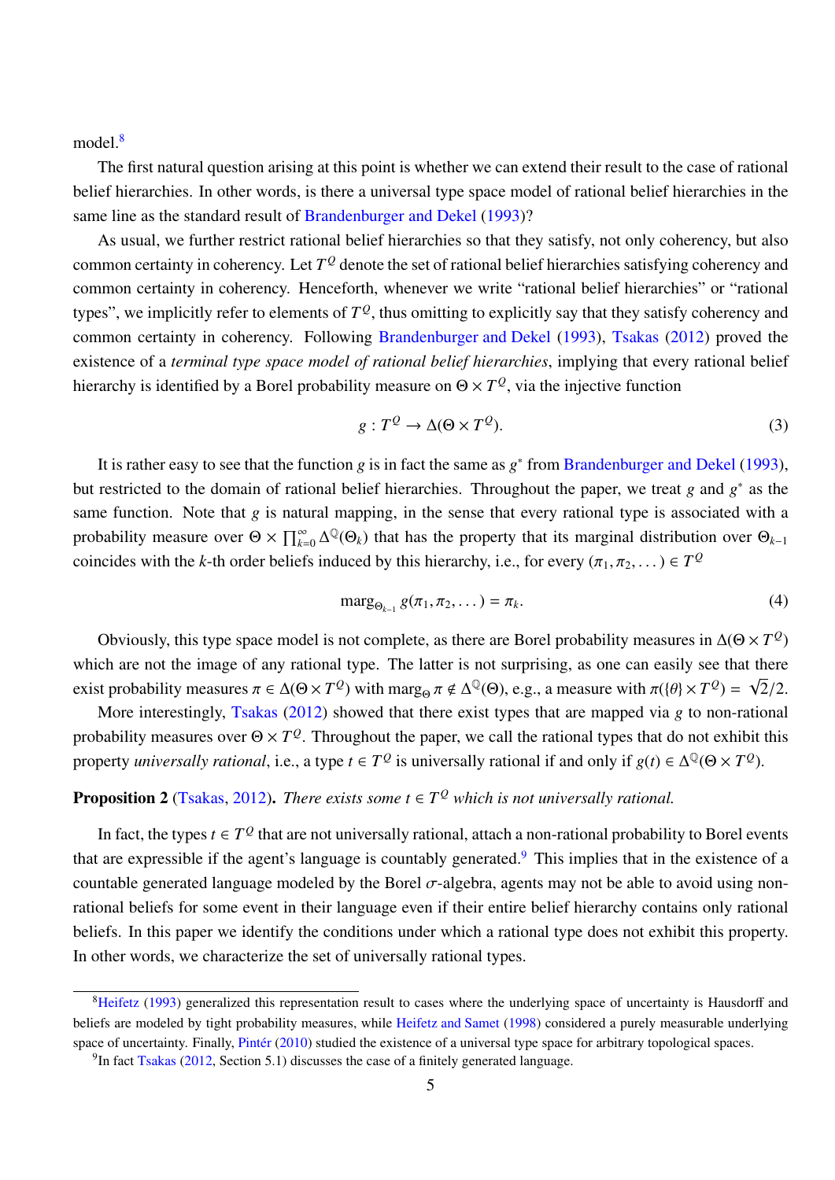model.[8]

The first natural question arising at this point is whether we can extend their result to the case of rational belief hierarchies. In other words, is there a universal type space model of rational belief hierarchies in the same line as the standard result of Brandenburger and Dekel (1993)?

As usual, we further restrict rational belief hierarchies so that they satisfy, not only coherency, but also common certainty in coherency. Let $T^{\mathbb{Q}}$ denote the set of rational belief hierarchies satisfying coherency and common certainty in coherency. Henceforth, whenever we write "rational belief hierarchies" or "rational types", we implicitly refer to elements of $T^{\mathbb{Q}}$, thus omitting to explicitly say that they satisfy coherency and common certainty in coherency. Following Brandenburger and Dekel (1993), Tsakas (2012) proved the existence of a *terminal type space model of rational belief hierarchies*, implying that every rational belief hierarchy is identified by a Borel probability measure on $\Theta \times T^{\mathbb{Q}}$, via the injective function

$$g : T^{\mathbb{Q}} \to \Delta(\Theta \times T^{\mathbb{Q}}). \tag{3}$$

It is rather easy to see that the function $g$ is in fact the same as $g^*$ from Brandenburger and Dekel (1993), but restricted to the domain of rational belief hierarchies. Throughout the paper, we treat $g$ and $g^*$ as the same function. Note that $g$ is natural mapping, in the sense that every rational type is associated with a probability measure over $\Theta \times \prod_{k=0}^{\infty} \Delta^{\mathbb{Q}}(\Theta_k)$ that has the property that its marginal distribution over $\Theta_{k-1}$ coincides with the $k$-th order beliefs induced by this hierarchy, i.e., for every $(\pi_1, \pi_2, \dots) \in T^{\mathbb{Q}}$

$$\text{marg}_{\Theta_{k-1}} g(\pi_1, \pi_2, \dots) = \pi_k. \tag{4}$$

Obviously, this type space model is not complete, as there are Borel probability measures in $\Delta(\Theta \times T^{\mathbb{Q}})$ which are not the image of any rational type. The latter is not surprising, as one can easily see that there exist probability measures $\pi \in \Delta(\Theta \times T^{\mathbb{Q}})$ with $\text{marg}_{\Theta}\, \pi \notin \Delta^{\mathbb{Q}}(\Theta)$, e.g., a measure with $\pi(\{\theta\} \times T^{\mathbb{Q}}) = \sqrt{2}/2$.

More interestingly, Tsakas (2012) showed that there exist types that are mapped via $g$ to non-rational probability measures over $\Theta \times T^{\mathbb{Q}}$. Throughout the paper, we call the rational types that do not exhibit this property *universally rational*, i.e., a type $t \in T^{\mathbb{Q}}$ is universally rational if and only if $g(t) \in \Delta^{\mathbb{Q}}(\Theta \times T^{\mathbb{Q}})$.

**Proposition 2** (Tsakas, 2012)**.** *There exists some $t \in T^{\mathbb{Q}}$ which is not universally rational.*

In fact, the types $t \in T^{\mathbb{Q}}$ that are not universally rational, attach a non-rational probability to Borel events that are expressible if the agent's language is countably generated.[9] This implies that in the existence of a countable generated language modeled by the Borel $\sigma$-algebra, agents may not be able to avoid using non-rational beliefs for some event in their language even if their entire belief hierarchy contains only rational beliefs. In this paper we identify the conditions under which a rational type does not exhibit this property. In other words, we characterize the set of universally rational types.

---

[8] Heifetz (1993) generalized this representation result to cases where the underlying space of uncertainty is Hausdorff and beliefs are modeled by tight probability measures, while Heifetz and Samet (1998) considered a purely measurable underlying space of uncertainty. Finally, Pintér (2010) studied the existence of a universal type space for arbitrary topological spaces.

[9] In fact Tsakas (2012, Section 5.1) discusses the case of a finitely generated language.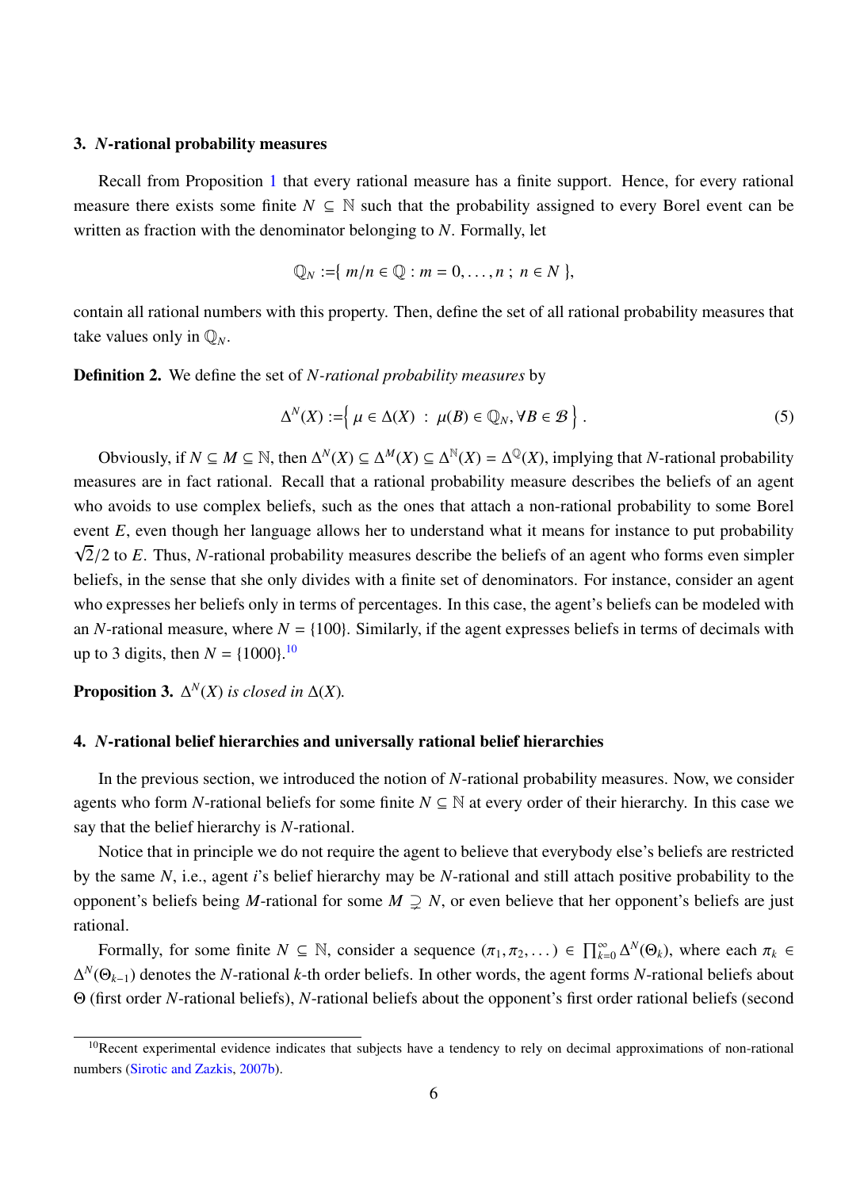## 3. $N$-rational probability measures

Recall from Proposition 1 that every rational measure has a finite support. Hence, for every rational measure there exists some finite $N \subseteq \mathbb{N}$ such that the probability assigned to every Borel event can be written as fraction with the denominator belonging to $N$. Formally, let

$$\mathbb{Q}_N := \{ \, m/n \in \mathbb{Q} : m = 0, \ldots, n \, ; \, n \in N \, \},$$

contain all rational numbers with this property. Then, define the set of all rational probability measures that take values only in $\mathbb{Q}_N$.

**Definition 2.** We define the set of *$N$-rational probability measures* by

$$\Delta^N(X) := \Big\{ \, \mu \in \Delta(X) \ : \ \mu(B) \in \mathbb{Q}_N, \forall B \in \mathcal{B} \, \Big\} \, . \tag{5}$$

Obviously, if $N \subseteq M \subseteq \mathbb{N}$, then $\Delta^N(X) \subseteq \Delta^M(X) \subseteq \Delta^{\mathbb{N}}(X) = \Delta^{\mathbb{Q}}(X)$, implying that $N$-rational probability measures are in fact rational. Recall that a rational probability measure describes the beliefs of an agent who avoids to use complex beliefs, such as the ones that attach a non-rational probability to some Borel event $E$, even though her language allows her to understand what it means for instance to put probability $\sqrt{2}/2$ to $E$. Thus, $N$-rational probability measures describe the beliefs of an agent who forms even simpler beliefs, in the sense that she only divides with a finite set of denominators. For instance, consider an agent who expresses her beliefs only in terms of percentages. In this case, the agent's beliefs can be modeled with an $N$-rational measure, where $N = \{100\}$. Similarly, if the agent expresses beliefs in terms of decimals with up to 3 digits, then $N = \{1000\}$.[10]

**Proposition 3.** *$\Delta^N(X)$ is closed in $\Delta(X)$.*

## 4. $N$-rational belief hierarchies and universally rational belief hierarchies

In the previous section, we introduced the notion of $N$-rational probability measures. Now, we consider agents who form $N$-rational beliefs for some finite $N \subseteq \mathbb{N}$ at every order of their hierarchy. In this case we say that the belief hierarchy is $N$-rational.

Notice that in principle we do not require the agent to believe that everybody else's beliefs are restricted by the same $N$, i.e., agent $i$'s belief hierarchy may be $N$-rational and still attach positive probability to the opponent's beliefs being $M$-rational for some $M \supsetneq N$, or even believe that her opponent's beliefs are just rational.

Formally, for some finite $N \subseteq \mathbb{N}$, consider a sequence $(\pi_1, \pi_2, \ldots) \in \prod_{k=0}^{\infty} \Delta^N(\Theta_k)$, where each $\pi_k \in \Delta^N(\Theta_{k-1})$ denotes the $N$-rational $k$-th order beliefs. In other words, the agent forms $N$-rational beliefs about $\Theta$ (first order $N$-rational beliefs), $N$-rational beliefs about the opponent's first order rational beliefs (second

[10] Recent experimental evidence indicates that subjects have a tendency to rely on decimal approximations of non-rational numbers (Sirotic and Zazkis, 2007b).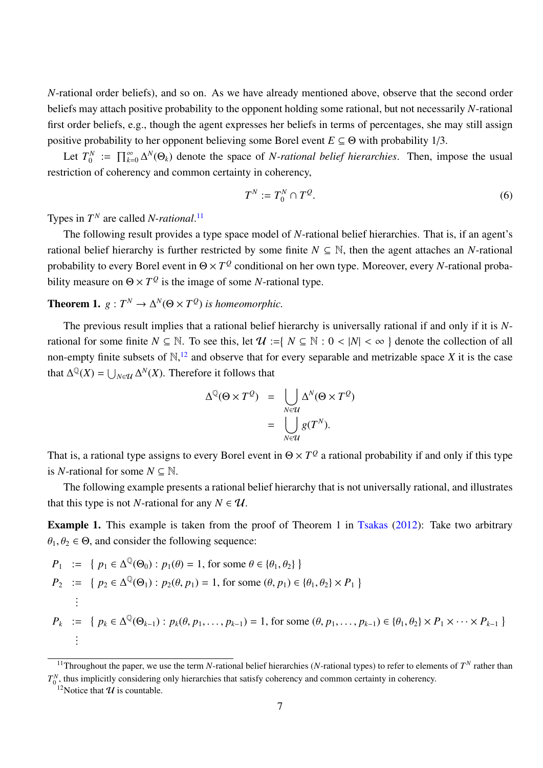$N$-rational order beliefs), and so on. As we have already mentioned above, observe that the second order beliefs may attach positive probability to the opponent holding some rational, but not necessarily $N$-rational first order beliefs, e.g., though the agent expresses her beliefs in terms of percentages, she may still assign positive probability to her opponent believing some Borel event $E \subseteq \Theta$ with probability 1/3.

Let $T_0^N := \prod_{k=0}^{\infty} \Delta^N(\Theta_k)$ denote the space of *N-rational belief hierarchies*. Then, impose the usual restriction of coherency and common certainty in coherency,

$$T^N := T_0^N \cap T^Q. \tag{6}$$

Types in $T^N$ are called *N-rational*.[11]

The following result provides a type space model of $N$-rational belief hierarchies. That is, if an agent's rational belief hierarchy is further restricted by some finite $N \subseteq \mathbb{N}$, then the agent attaches an $N$-rational probability to every Borel event in $\Theta \times T^Q$ conditional on her own type. Moreover, every $N$-rational probability measure on $\Theta \times T^Q$ is the image of some $N$-rational type.

**Theorem 1.** *$g : T^N \to \Delta^N(\Theta \times T^Q)$ is homeomorphic.*

The previous result implies that a rational belief hierarchy is universally rational if and only if it is $N$-rational for some finite $N \subseteq \mathbb{N}$. To see this, let $\mathcal{U} := \{ N \subseteq \mathbb{N} : 0 < |N| < \infty \}$ denote the collection of all non-empty finite subsets of $\mathbb{N}$,[12] and observe that for every separable and metrizable space $X$ it is the case that $\Delta^{\mathbb{Q}}(X) = \bigcup_{N \in \mathcal{U}} \Delta^N(X)$. Therefore it follows that

$$\begin{aligned}
\Delta^{\mathbb{Q}}(\Theta \times T^Q) &= \bigcup_{N \in \mathcal{U}} \Delta^N(\Theta \times T^Q) \\
&= \bigcup_{N \in \mathcal{U}} g(T^N).
\end{aligned}$$

That is, a rational type assigns to every Borel event in $\Theta \times T^Q$ a rational probability if and only if this type is $N$-rational for some $N \subseteq \mathbb{N}$.

The following example presents a rational belief hierarchy that is not universally rational, and illustrates that this type is not $N$-rational for any $N \in \mathcal{U}$.

**Example 1.** This example is taken from the proof of Theorem 1 in Tsakas (2012): Take two arbitrary $\theta_1, \theta_2 \in \Theta$, and consider the following sequence:

$$\begin{aligned}
P_1 &:= \{ p_1 \in \Delta^{\mathbb{Q}}(\Theta_0) : p_1(\theta) = 1, \text{ for some } \theta \in \{\theta_1, \theta_2\} \} \\
P_2 &:= \{ p_2 \in \Delta^{\mathbb{Q}}(\Theta_1) : p_2(\theta, p_1) = 1, \text{ for some } (\theta, p_1) \in \{\theta_1, \theta_2\} \times P_1 \} \\
&\vdots \\
P_k &:= \{ p_k \in \Delta^{\mathbb{Q}}(\Theta_{k-1}) : p_k(\theta, p_1, \ldots, p_{k-1}) = 1, \text{ for some } (\theta, p_1, \ldots, p_{k-1}) \in \{\theta_1, \theta_2\} \times P_1 \times \cdots \times P_{k-1} \} \\
&\vdots
\end{aligned}$$

[11] Throughout the paper, we use the term $N$-rational belief hierarchies ($N$-rational types) to refer to elements of $T^N$ rather than $T_0^N$, thus implicitly considering only hierarchies that satisfy coherency and common certainty in coherency.

[12] Notice that $\mathcal{U}$ is countable.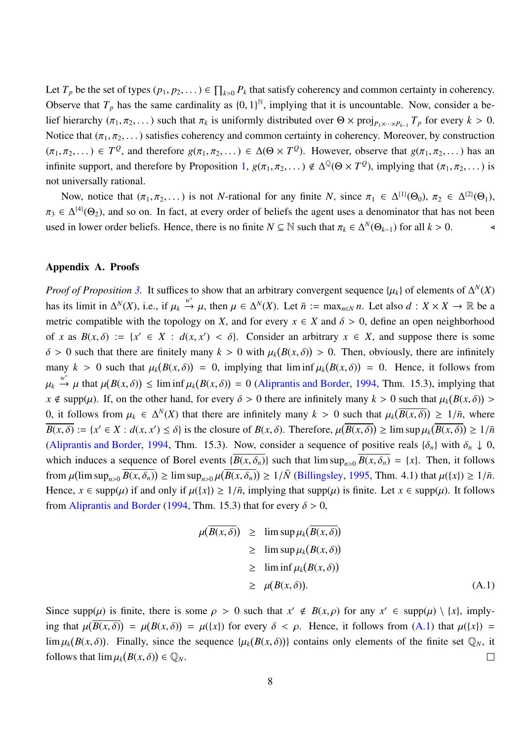Let $T_p$ be the set of types $(p_1, p_2, \dots) \in \prod_{k>0} P_k$ that satisfy coherency and common certainty in coherency. Observe that $T_p$ has the same cardinality as $\{0,1\}^{\mathbb{N}}$, implying that it is uncountable. Now, consider a belief hierarchy $(\pi_1, \pi_2, \dots)$ such that $\pi_k$ is uniformly distributed over $\Theta \times \mathrm{proj}_{P_1 \times \cdots \times P_{k-1}} T_p$ for every $k > 0$. Notice that $(\pi_1, \pi_2, \dots)$ satisfies coherency and common certainty in coherency. Moreover, by construction $(\pi_1, \pi_2, \dots) \in T^Q$, and therefore $g(\pi_1, \pi_2, \dots) \in \Delta(\Theta \times T^Q)$. However, observe that $g(\pi_1, \pi_2, \dots)$ has an infinite support, and therefore by Proposition 1, $g(\pi_1, \pi_2, \dots) \notin \Delta^{\mathbb{Q}}(\Theta \times T^Q)$, implying that $(\pi_1, \pi_2, \dots)$ is not universally rational.

Now, notice that $(\pi_1, \pi_2, \dots)$ is not $N$-rational for any finite $N$, since $\pi_1 \in \Delta^{\{1\}}(\Theta_0)$, $\pi_2 \in \Delta^{\{2\}}(\Theta_1)$, $\pi_3 \in \Delta^{\{4\}}(\Theta_2)$, and so on. In fact, at every order of beliefs the agent uses a denominator that has not been used in lower order beliefs. Hence, there is no finite $N \subseteq \mathbb{N}$ such that $\pi_k \in \Delta^N(\Theta_{k-1})$ for all $k > 0$. ◁

## Appendix A. Proofs

*Proof of Proposition 3.* It suffices to show that an arbitrary convergent sequence $\{\mu_k\}$ of elements of $\Delta^N(X)$ has its limit in $\Delta^N(X)$, i.e., if $\mu_k \xrightarrow{w^*} \mu$, then $\mu \in \Delta^N(X)$. Let $\bar{n} := \max_{n \in N} n$. Let also $d : X \times X \to \mathbb{R}$ be a metric compatible with the topology on $X$, and for every $x \in X$ and $\delta > 0$, define an open neighborhood of $x$ as $B(x, \delta) := \{x' \in X : d(x, x') < \delta\}$. Consider an arbitrary $x \in X$, and suppose there is some $\delta > 0$ such that there are finitely many $k > 0$ with $\mu_k(B(x, \delta)) > 0$. Then, obviously, there are infinitely many $k > 0$ such that $\mu_k(B(x, \delta)) = 0$, implying that $\liminf \mu_k(B(x, \delta)) = 0$. Hence, it follows from $\mu_k \xrightarrow{w^*} \mu$ that $\mu(B(x, \delta)) \leq \liminf \mu_k(B(x, \delta)) = 0$ (Aliprantis and Border, 1994, Thm. 15.3), implying that $x \notin \mathrm{supp}(\mu)$. If, on the other hand, for every $\delta > 0$ there are infinitely many $k > 0$ such that $\mu_k(B(x, \delta)) > 0$, it follows from $\mu_k \in \Delta^N(X)$ that there are infinitely many $k > 0$ such that $\mu_k(\overline{B(x, \delta)}) \geq 1/\bar{n}$, where $\overline{B(x, \delta)} := \{x' \in X : d(x, x') \leq \delta\}$ is the closure of $B(x, \delta)$. Therefore, $\mu(\overline{B(x, \delta)}) \geq \limsup \mu_k(\overline{B(x, \delta)}) \geq 1/\bar{n}$ (Aliprantis and Border, 1994, Thm. 15.3). Now, consider a sequence of positive reals $\{\delta_n\}$ with $\delta_n \downarrow 0$, which induces a sequence of Borel events $\{\overline{B(x, \delta_n)}\}$ such that $\limsup_{n>0} \overline{B(x, \delta_n)} = \{x\}$. Then, it follows from $\mu(\limsup_{n>0} \overline{B(x, \delta_n)}) \geq \limsup_{n>0} \mu(\overline{B(x, \delta_n)}) \geq 1/\bar{N}$ (Billingsley, 1995, Thm. 4.1) that $\mu(\{x\}) \geq 1/\bar{n}$. Hence, $x \in \mathrm{supp}(\mu)$ if and only if $\mu(\{x\}) \geq 1/\bar{n}$, implying that $\mathrm{supp}(\mu)$ is finite. Let $x \in \mathrm{supp}(\mu)$. It follows from Aliprantis and Border (1994, Thm. 15.3) that for every $\delta > 0$,

$$
\begin{aligned}
\mu(\overline{B(x, \delta)}) &\geq \limsup \mu_k(\overline{B(x, \delta)}) \\
&\geq \limsup \mu_k(B(x, \delta)) \\
&\geq \liminf \mu_k(B(x, \delta)) \\
&\geq \mu(B(x, \delta)).
\end{aligned}
\tag{A.1}
$$

Since $\mathrm{supp}(\mu)$ is finite, there is some $\rho > 0$ such that $x' \notin B(x, \rho)$ for any $x' \in \mathrm{supp}(\mu) \setminus \{x\}$, implying that $\mu(\overline{B(x, \delta)}) = \mu(B(x, \delta)) = \mu(\{x\})$ for every $\delta < \rho$. Hence, it follows from (A.1) that $\mu(\{x\}) = \lim \mu_k(B(x, \delta))$. Finally, since the sequence $\{\mu_k(B(x, \delta))\}$ contains only elements of the finite set $\mathbb{Q}_N$, it follows that $\lim \mu_k(B(x, \delta)) \in \mathbb{Q}_N$. □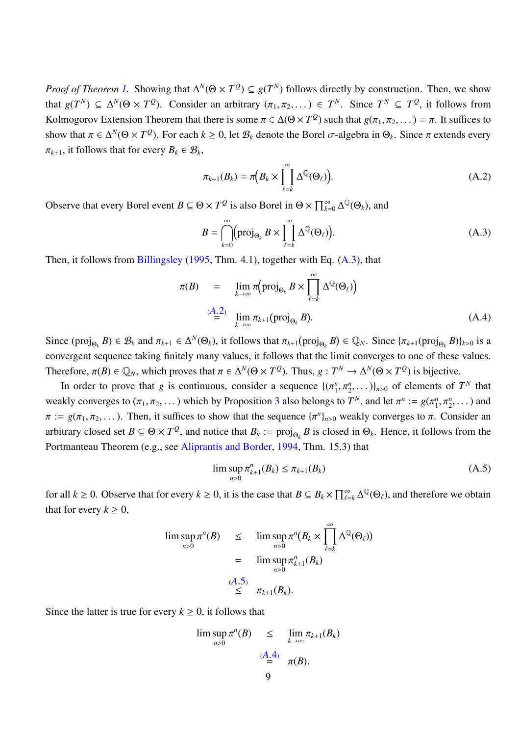*Proof of Theorem 1.* Showing that $\Delta^N(\Theta \times T^Q) \subseteq g(T^N)$ follows directly by construction. Then, we show that $g(T^N) \subseteq \Delta^N(\Theta \times T^Q)$. Consider an arbitrary $(\pi_1, \pi_2, \dots) \in T^N$. Since $T^N \subseteq T^Q$, it follows from Kolmogorov Extension Theorem that there is some $\pi \in \Delta(\Theta \times T^Q)$ such that $g(\pi_1, \pi_2, \dots) = \pi$. It suffices to show that $\pi \in \Delta^N(\Theta \times T^Q)$. For each $k \geq 0$, let $\mathcal{B}_k$ denote the Borel $\sigma$-algebra in $\Theta_k$. Since $\pi$ extends every $\pi_{k+1}$, it follows that for every $B_k \in \mathcal{B}_k$,

$$\pi_{k+1}(B_k) = \pi\Big(B_k \times \prod_{\ell=k}^{\infty} \Delta^{\mathbb{Q}}(\Theta_\ell)\Big). \tag{A.2}$$

Observe that every Borel event $B \subseteq \Theta \times T^Q$ is also Borel in $\Theta \times \prod_{k=0}^{\infty} \Delta^{\mathbb{Q}}(\Theta_k)$, and

$$B = \bigcap_{k=0}^{\infty} \Big(\mathrm{proj}_{\Theta_k} B \times \prod_{\ell=k}^{\infty} \Delta^{\mathbb{Q}}(\Theta_\ell)\Big). \tag{A.3}$$

Then, it follows from Billingsley (1995, Thm. 4.1), together with Eq. (A.3), that

$$\begin{aligned} \pi(B) &= \lim_{k\to\infty} \pi\Big(\mathrm{proj}_{\Theta_k} B \times \prod_{\ell=k}^{\infty} \Delta^{\mathbb{Q}}(\Theta_\ell)\Big) \\ &\overset{(A.2)}{=} \lim_{k\to\infty} \pi_{k+1}(\mathrm{proj}_{\Theta_k} B). \end{aligned} \tag{A.4}$$

Since $(\mathrm{proj}_{\Theta_k} B) \in \mathcal{B}_k$ and $\pi_{k+1} \in \Delta^N(\Theta_k)$, it follows that $\pi_{k+1}(\mathrm{proj}_{\Theta_k} B) \in \mathbb{Q}_N$. Since $\{\pi_{k+1}(\mathrm{proj}_{\Theta_k} B)\}_{k>0}$ is a convergent sequence taking finitely many values, it follows that the limit converges to one of these values. Therefore, $\pi(B) \in \mathbb{Q}_N$, which proves that $\pi \in \Delta^N(\Theta \times T^Q)$. Thus, $g : T^N \to \Delta^N(\Theta \times T^Q)$ is bijective.

In order to prove that $g$ is continuous, consider a sequence $\{(\pi_1^n, \pi_2^n, \dots)\}_{n>0}$ of elements of $T^N$ that weakly converges to $(\pi_1, \pi_2, \dots)$ which by Proposition 3 also belongs to $T^N$, and let $\pi^n := g(\pi_1^n, \pi_2^n, \dots)$ and $\pi := g(\pi_1, \pi_2, \dots)$. Then, it suffices to show that the sequence $\{\pi^n\}_{n>0}$ weakly converges to $\pi$. Consider an arbitrary closed set $B \subseteq \Theta \times T^Q$, and notice that $B_k := \mathrm{proj}_{\Theta_k} B$ is closed in $\Theta_k$. Hence, it follows from the Portmanteau Theorem (e.g., see Aliprantis and Border, 1994, Thm. 15.3) that

$$\limsup_{n>0} \pi_{k+1}^n(B_k) \leq \pi_{k+1}(B_k) \tag{A.5}$$

for all $k \geq 0$. Observe that for every $k \geq 0$, it is the case that $B \subseteq B_k \times \prod_{\ell=k}^{\infty} \Delta^{\mathbb{Q}}(\Theta_\ell)$, and therefore we obtain that for every $k \geq 0$,

$$\begin{aligned} \limsup_{n>0} \pi^n(B) &\leq \limsup_{n>0} \pi^n\Big(B_k \times \prod_{\ell=k}^{\infty} \Delta^{\mathbb{Q}}(\Theta_\ell)\Big) \\ &= \limsup_{n>0} \pi_{k+1}^n(B_k) \\ &\overset{(A.5)}{\leq} \pi_{k+1}(B_k). \end{aligned}$$

Since the latter is true for every $k \geq 0$, it follows that

$$\begin{aligned} \limsup_{n>0} \pi^n(B) &\leq \lim_{k\to\infty} \pi_{k+1}(B_k) \\ &\overset{(A.4)}{=} \pi(B). \end{aligned}$$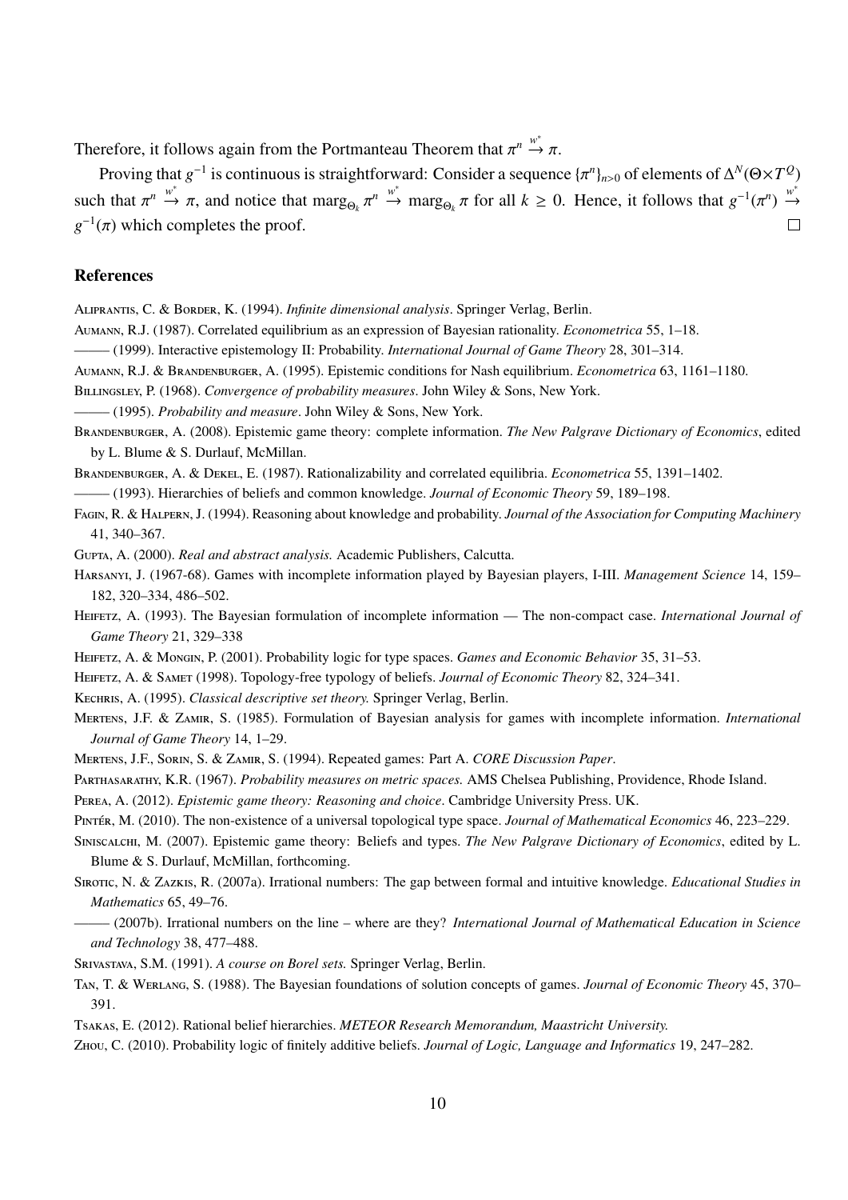Therefore, it follows again from the Portmanteau Theorem that $\pi^n \overset{w^*}{\to} \pi$.

Proving that $g^{-1}$ is continuous is straightforward: Consider a sequence $\{\pi^n\}_{n>0}$ of elements of $\Delta^N(\Theta \times T^Q)$ such that $\pi^n \overset{w^*}{\to} \pi$, and notice that $\text{marg}_{\Theta_k} \pi^n \overset{w^*}{\to} \text{marg}_{\Theta_k} \pi$ for all $k \geq 0$. Hence, it follows that $g^{-1}(\pi^n) \overset{w^*}{\to} g^{-1}(\pi)$ which completes the proof. $\square$

## References

Aliprantis, C. & Border, K. (1994). *Infinite dimensional analysis*. Springer Verlag, Berlin.

Aumann, R.J. (1987). Correlated equilibrium as an expression of Bayesian rationality. *Econometrica* 55, 1–18.

——— (1999). Interactive epistemology II: Probability. *International Journal of Game Theory* 28, 301–314.

Aumann, R.J. & Brandenburger, A. (1995). Epistemic conditions for Nash equilibrium. *Econometrica* 63, 1161–1180.

Billingsley, P. (1968). *Convergence of probability measures*. John Wiley & Sons, New York.

——— (1995). *Probability and measure*. John Wiley & Sons, New York.

Brandenburger, A. (2008). Epistemic game theory: complete information. *The New Palgrave Dictionary of Economics*, edited by L. Blume & S. Durlauf, McMillan.

Brandenburger, A. & Dekel, E. (1987). Rationalizability and correlated equilibria. *Econometrica* 55, 1391–1402.

——— (1993). Hierarchies of beliefs and common knowledge. *Journal of Economic Theory* 59, 189–198.

Fagin, R. & Halpern, J. (1994). Reasoning about knowledge and probability. *Journal of the Association for Computing Machinery* 41, 340–367.

Gupta, A. (2000). *Real and abstract analysis.* Academic Publishers, Calcutta.

Harsanyi, J. (1967-68). Games with incomplete information played by Bayesian players, I-III. *Management Science* 14, 159–182, 320–334, 486–502.

Heifetz, A. (1993). The Bayesian formulation of incomplete information — The non-compact case. *International Journal of Game Theory* 21, 329–338

Heifetz, A. & Mongin, P. (2001). Probability logic for type spaces. *Games and Economic Behavior* 35, 31–53.

Heifetz, A. & Samet (1998). Topology-free typology of beliefs. *Journal of Economic Theory* 82, 324–341.

Kechris, A. (1995). *Classical descriptive set theory.* Springer Verlag, Berlin.

Mertens, J.F. & Zamir, S. (1985). Formulation of Bayesian analysis for games with incomplete information. *International Journal of Game Theory* 14, 1–29.

Mertens, J.F., Sorin, S. & Zamir, S. (1994). Repeated games: Part A. *CORE Discussion Paper*.

Parthasarathy, K.R. (1967). *Probability measures on metric spaces.* AMS Chelsea Publishing, Providence, Rhode Island.

Perea, A. (2012). *Epistemic game theory: Reasoning and choice*. Cambridge University Press. UK.

Pintér, M. (2010). The non-existence of a universal topological type space. *Journal of Mathematical Economics* 46, 223–229.

Siniscalchi, M. (2007). Epistemic game theory: Beliefs and types. *The New Palgrave Dictionary of Economics*, edited by L. Blume & S. Durlauf, McMillan, forthcoming.

Sirotic, N. & Zazkis, R. (2007a). Irrational numbers: The gap between formal and intuitive knowledge. *Educational Studies in Mathematics* 65, 49–76.

——— (2007b). Irrational numbers on the line – where are they? *International Journal of Mathematical Education in Science and Technology* 38, 477–488.

Srivastava, S.M. (1991). *A course on Borel sets.* Springer Verlag, Berlin.

Tan, T. & Werlang, S. (1988). The Bayesian foundations of solution concepts of games. *Journal of Economic Theory* 45, 370–391.

Tsakas, E. (2012). Rational belief hierarchies. *METEOR Research Memorandum, Maastricht University.*

Zhou, C. (2010). Probability logic of finitely additive beliefs. *Journal of Logic, Language and Informatics* 19, 247–282.